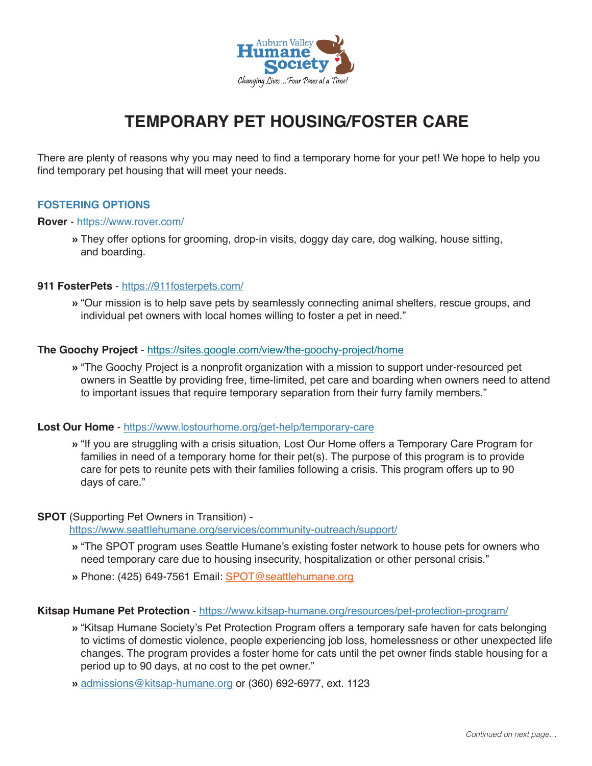Auburn Valley Humane Society

*Changing Lives... Four Paws at a Time!*

# TEMPORARY PET HOUSING/FOSTER CARE

There are plenty of reasons why you may need to find a temporary home for your pet! We hope to help you find temporary pet housing that will meet your needs.

## FOSTERING OPTIONS

**Rover** - https://www.rover.com/

- They offer options for grooming, drop-in visits, doggy day care, dog walking, house sitting, and boarding.

**911 FosterPets** - https://911fosterpets.com/

- "Our mission is to help save pets by seamlessly connecting animal shelters, rescue groups, and individual pet owners with local homes willing to foster a pet in need."

**The Goochy Project** - https://sites.google.com/view/the-goochy-project/home

- "The Goochy Project is a nonprofit organization with a mission to support under-resourced pet owners in Seattle by providing free, time-limited, pet care and boarding when owners need to attend to important issues that require temporary separation from their furry family members."

**Lost Our Home** - https://www.lostourhome.org/get-help/temporary-care

- "If you are struggling with a crisis situation, Lost Our Home offers a Temporary Care Program for families in need of a temporary home for their pet(s). The purpose of this program is to provide care for pets to reunite pets with their families following a crisis. This program offers up to 90 days of care."

**SPOT** (Supporting Pet Owners in Transition) - https://www.seattlehumane.org/services/community-outreach/support/

- "The SPOT program uses Seattle Humane's existing foster network to house pets for owners who need temporary care due to housing insecurity, hospitalization or other personal crisis."
- Phone: (425) 649-7561 Email: SPOT@seattlehumane.org

**Kitsap Humane Pet Protection** - https://www.kitsap-humane.org/resources/pet-protection-program/

- "Kitsap Humane Society's Pet Protection Program offers a temporary safe haven for cats belonging to victims of domestic violence, people experiencing job loss, homelessness or other unexpected life changes. The program provides a foster home for cats until the pet owner finds stable housing for a period up to 90 days, at no cost to the pet owner."
- admissions@kitsap-humane.org or (360) 692-6977, ext. 1123

*Continued on next page…*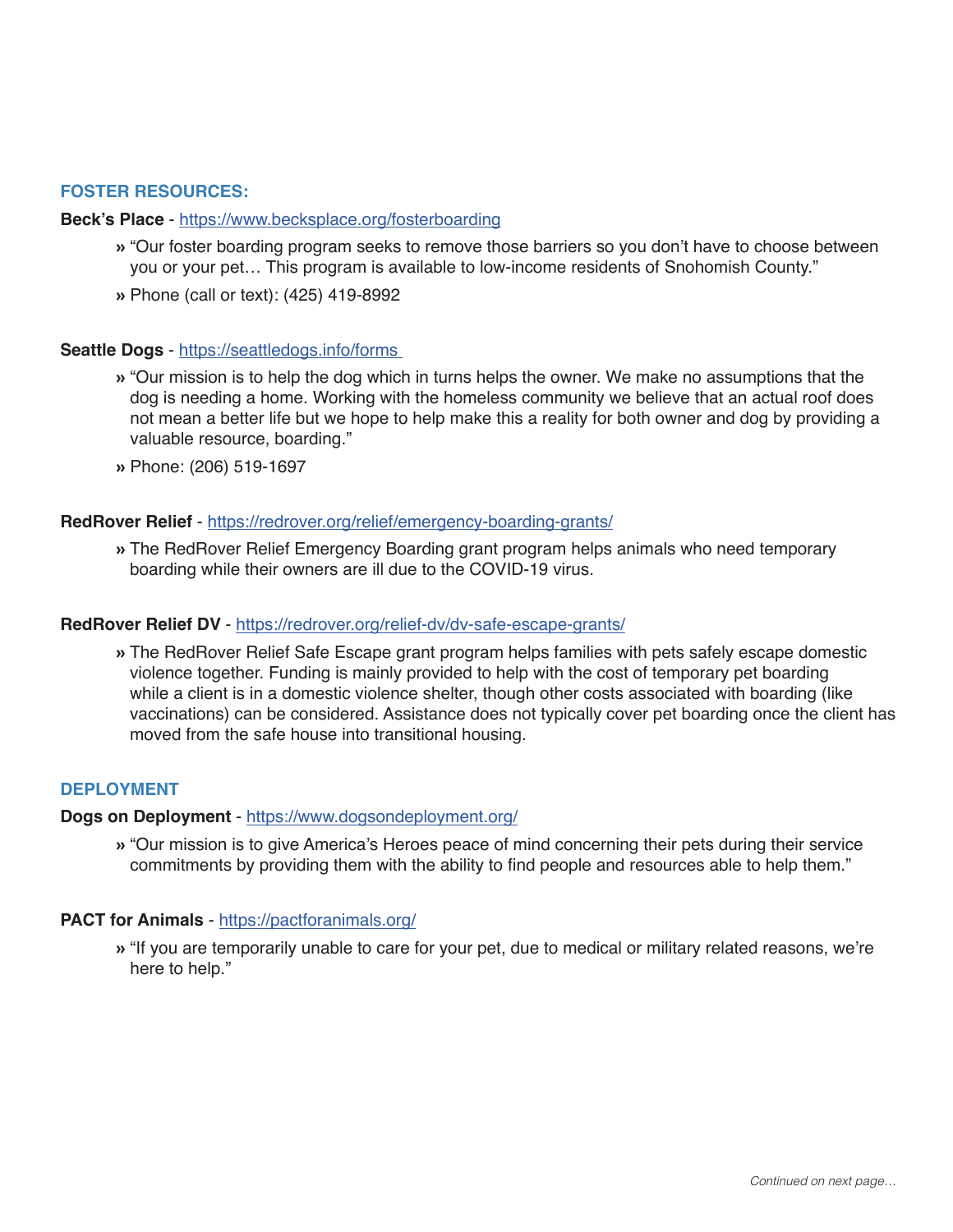## FOSTER RESOURCES:

**Beck's Place** - https://www.becksplace.org/fosterboarding

- "Our foster boarding program seeks to remove those barriers so you don't have to choose between you or your pet… This program is available to low-income residents of Snohomish County."
- Phone (call or text): (425) 419-8992

**Seattle Dogs** - https://seattledogs.info/forms

- "Our mission is to help the dog which in turns helps the owner. We make no assumptions that the dog is needing a home. Working with the homeless community we believe that an actual roof does not mean a better life but we hope to help make this a reality for both owner and dog by providing a valuable resource, boarding."
- Phone: (206) 519-1697

**RedRover Relief** - https://redrover.org/relief/emergency-boarding-grants/

- The RedRover Relief Emergency Boarding grant program helps animals who need temporary boarding while their owners are ill due to the COVID-19 virus.

**RedRover Relief DV** - https://redrover.org/relief-dv/dv-safe-escape-grants/

- The RedRover Relief Safe Escape grant program helps families with pets safely escape domestic violence together. Funding is mainly provided to help with the cost of temporary pet boarding while a client is in a domestic violence shelter, though other costs associated with boarding (like vaccinations) can be considered. Assistance does not typically cover pet boarding once the client has moved from the safe house into transitional housing.

## DEPLOYMENT

**Dogs on Deployment** - https://www.dogsondeployment.org/

- "Our mission is to give America's Heroes peace of mind concerning their pets during their service commitments by providing them with the ability to find people and resources able to help them."

**PACT for Animals** - https://pactforanimals.org/

- "If you are temporarily unable to care for your pet, due to medical or military related reasons, we're here to help."

*Continued on next page…*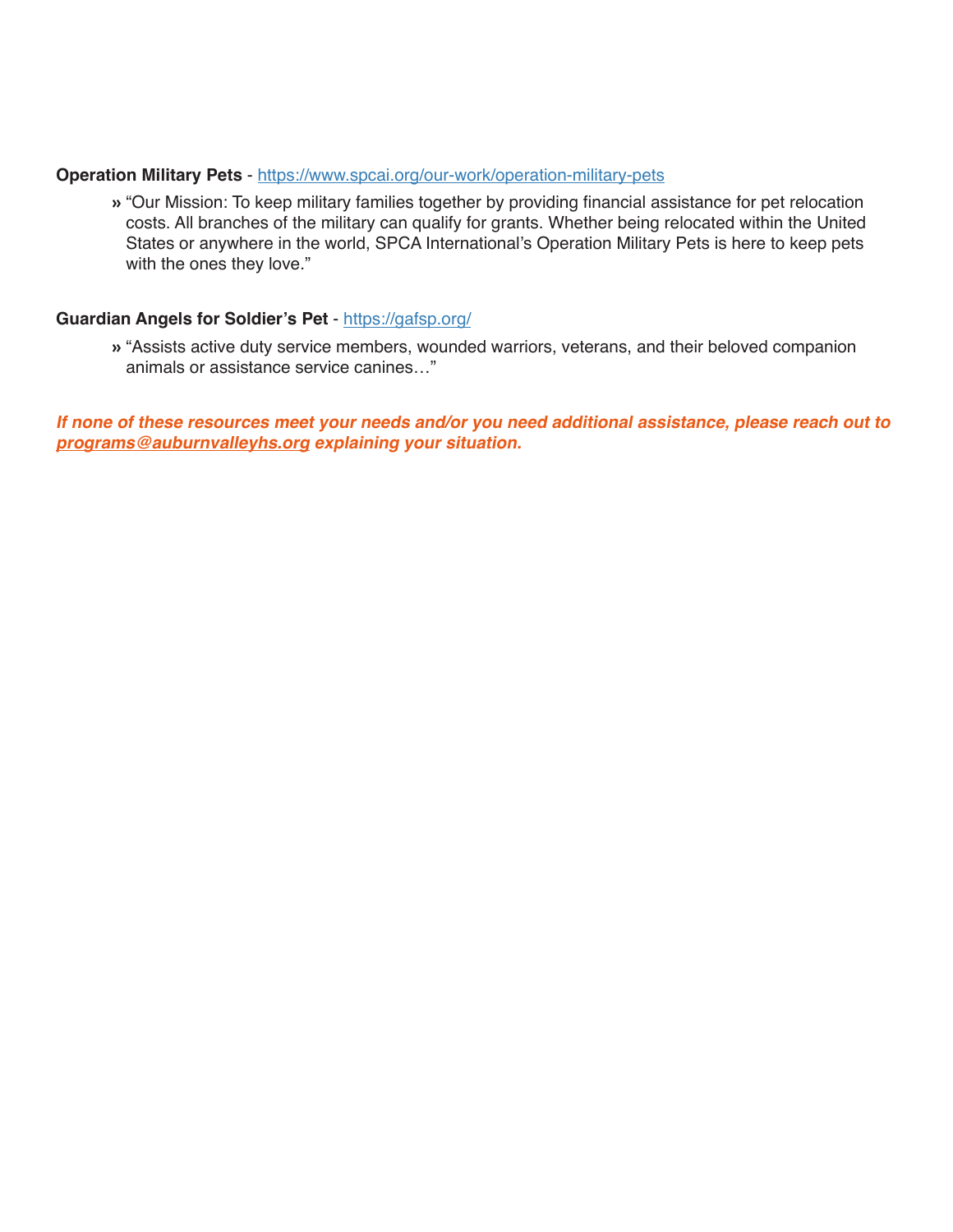**Operation Military Pets** - https://www.spcai.org/our-work/operation-military-pets

- “Our Mission: To keep military families together by providing financial assistance for pet relocation costs. All branches of the military can qualify for grants. Whether being relocated within the United States or anywhere in the world, SPCA International’s Operation Military Pets is here to keep pets with the ones they love.”

**Guardian Angels for Soldier’s Pet** - https://gafsp.org/

- “Assists active duty service members, wounded warriors, veterans, and their beloved companion animals or assistance service canines…”

***If none of these resources meet your needs and/or you need additional assistance, please reach out to programs@auburnvalleyhs.org explaining your situation.***